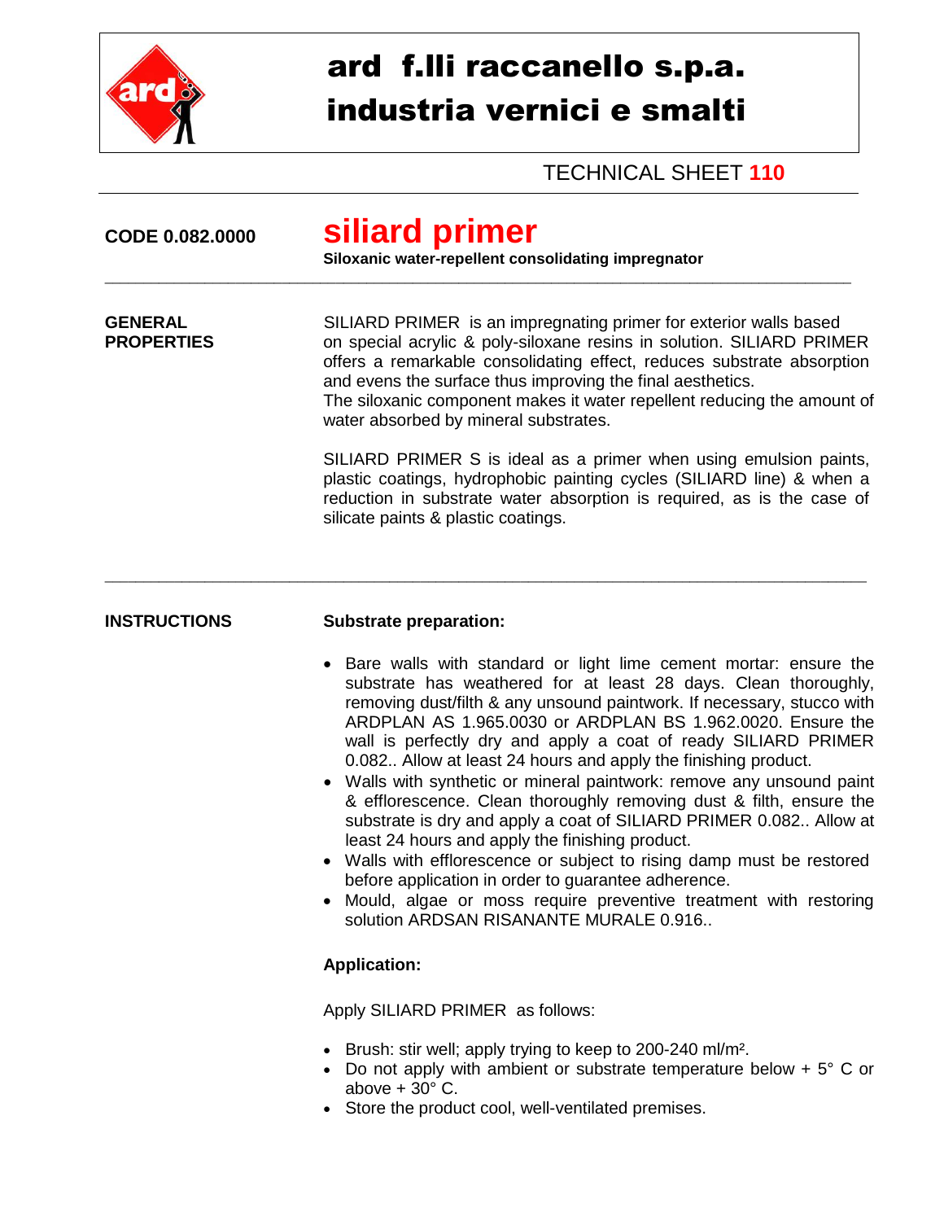# ard f.lli raccanello s.p.a.
# industria vernici e smalti

TECHNICAL SHEET **110**

**CODE 0.082.0000**

## siliard primer

**Siloxanic water-repellent consolidating impregnator**

---

**GENERAL PROPERTIES**

SILIARD PRIMER is an impregnating primer for exterior walls based on special acrylic & poly-siloxane resins in solution. SILIARD PRIMER offers a remarkable consolidating effect, reduces substrate absorption and evens the surface thus improving the final aesthetics.
The siloxanic component makes it water repellent reducing the amount of water absorbed by mineral substrates.

SILIARD PRIMER S is ideal as a primer when using emulsion paints, plastic coatings, hydrophobic painting cycles (SILIARD line) & when a reduction in substrate water absorption is required, as is the case of silicate paints & plastic coatings.

---

**INSTRUCTIONS**

**Substrate preparation:**

- Bare walls with standard or light lime cement mortar: ensure the substrate has weathered for at least 28 days. Clean thoroughly, removing dust/filth & any unsound paintwork. If necessary, stucco with ARDPLAN AS 1.965.0030 or ARDPLAN BS 1.962.0020. Ensure the wall is perfectly dry and apply a coat of ready SILIARD PRIMER 0.082.. Allow at least 24 hours and apply the finishing product.
- Walls with synthetic or mineral paintwork: remove any unsound paint & efflorescence. Clean thoroughly removing dust & filth, ensure the substrate is dry and apply a coat of SILIARD PRIMER 0.082.. Allow at least 24 hours and apply the finishing product.
- Walls with efflorescence or subject to rising damp must be restored before application in order to guarantee adherence.
- Mould, algae or moss require preventive treatment with restoring solution ARDSAN RISANANTE MURALE 0.916..

**Application:**

Apply SILIARD PRIMER as follows:

- Brush: stir well; apply trying to keep to 200-240 ml/m².
- Do not apply with ambient or substrate temperature below + 5° C or above + 30° C.
- Store the product cool, well-ventilated premises.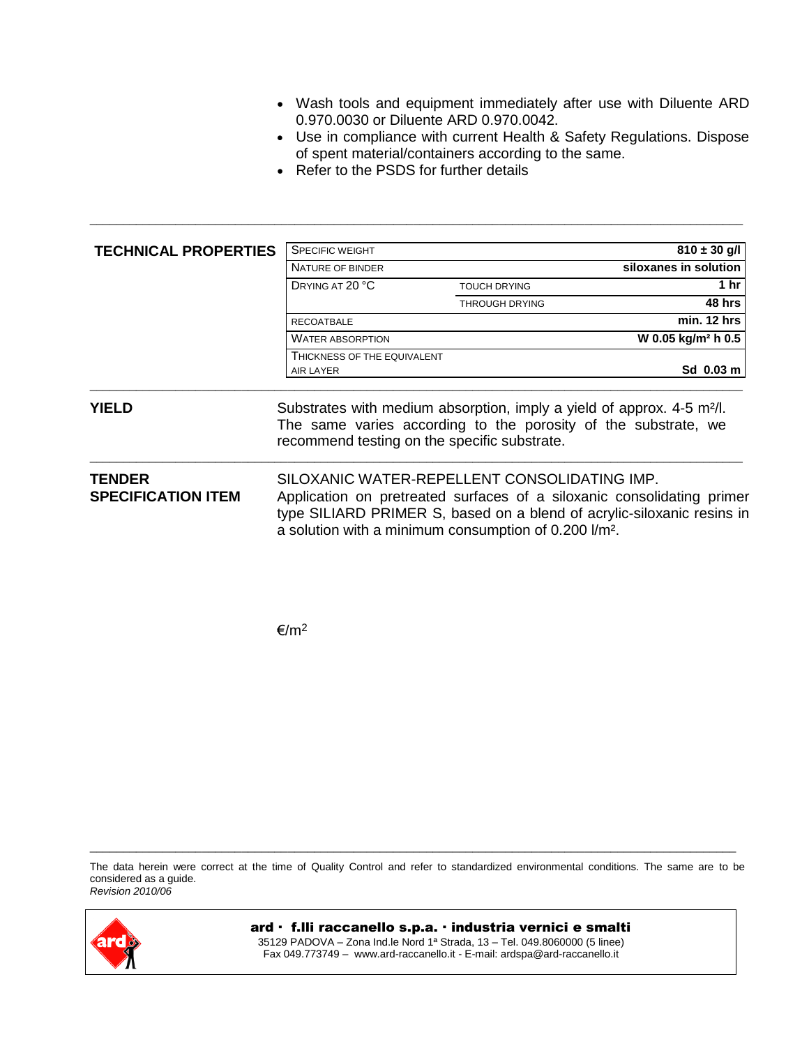- Wash tools and equipment immediately after use with Diluente ARD 0.970.0030 or Diluente ARD 0.970.0042.
- Use in compliance with current Health & Safety Regulations. Dispose of spent material/containers according to the same.
- Refer to the PSDS for further details

## TECHNICAL PROPERTIES

| | | |
|---|---|---|
| SPECIFIC WEIGHT | | **810 ± 30 g/l** |
| NATURE OF BINDER | | **siloxanes in solution** |
| DRYING AT 20 °C | TOUCH DRYING | **1 hr** |
| | THROUGH DRYING | **48 hrs** |
| RECOATBALE | | **min. 12 hrs** |
| WATER ABSORPTION | | **W 0.05 kg/m² h 0.5** |
| THICKNESS OF THE EQUIVALENT AIR LAYER | | **Sd 0.03 m** |

## YIELD

Substrates with medium absorption, imply a yield of approx. 4-5 m²/l. The same varies according to the porosity of the substrate, we recommend testing on the specific substrate.

## TENDER SPECIFICATION ITEM

SILOXANIC WATER-REPELLENT CONSOLIDATING IMP.
Application on pretreated surfaces of a siloxanic consolidating primer type SILIARD PRIMER S, based on a blend of acrylic-siloxanic resins in a solution with a minimum consumption of 0.200 l/m².

€/m²

The data herein were correct at the time of Quality Control and refer to standardized environmental conditions. The same are to be considered as a guide.
*Revision 2010/06*

**ard · f.lli raccanello s.p.a. · industria vernici e smalti**
35129 PADOVA – Zona Ind.le Nord 1ª Strada, 13 – Tel. 049.8060000 (5 linee)
Fax 049.773749 – www.ard-raccanello.it - E-mail: ardspa@ard-raccanello.it